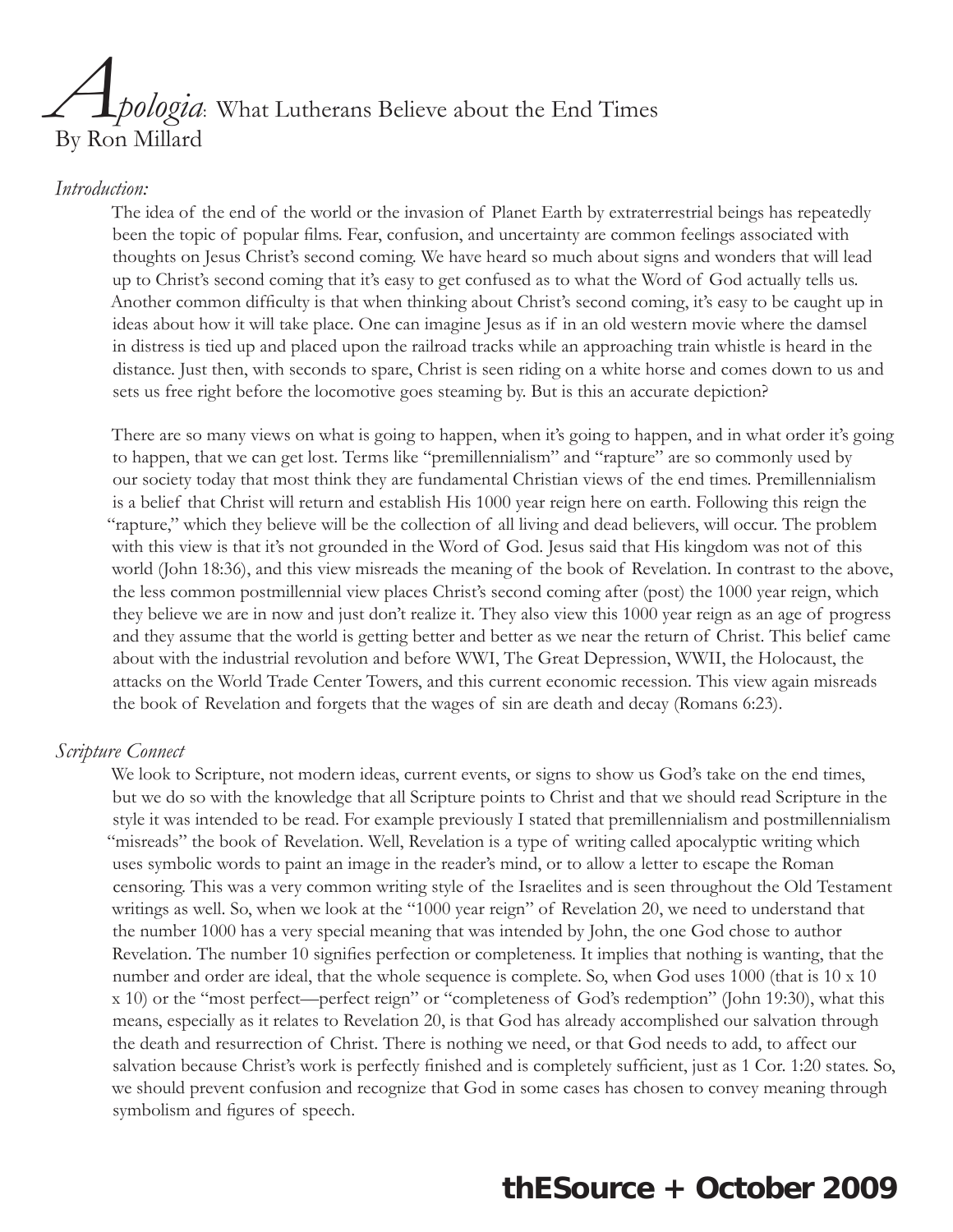# *Apologia*: What Lutherans Believe about the End Times

By Ron Millard

*Introduction:*

The idea of the end of the world or the invasion of Planet Earth by extraterrestrial beings has repeatedly been the topic of popular films. Fear, confusion, and uncertainty are common feelings associated with thoughts on Jesus Christ's second coming. We have heard so much about signs and wonders that will lead up to Christ's second coming that it's easy to get confused as to what the Word of God actually tells us. Another common difficulty is that when thinking about Christ's second coming, it's easy to be caught up in ideas about how it will take place. One can imagine Jesus as if in an old western movie where the damsel in distress is tied up and placed upon the railroad tracks while an approaching train whistle is heard in the distance. Just then, with seconds to spare, Christ is seen riding on a white horse and comes down to us and sets us free right before the locomotive goes steaming by. But is this an accurate depiction?

There are so many views on what is going to happen, when it's going to happen, and in what order it's going to happen, that we can get lost. Terms like "premillennialism" and "rapture" are so commonly used by our society today that most think they are fundamental Christian views of the end times. Premillennialism is a belief that Christ will return and establish His 1000 year reign here on earth. Following this reign the "rapture," which they believe will be the collection of all living and dead believers, will occur. The problem with this view is that it's not grounded in the Word of God. Jesus said that His kingdom was not of this world (John 18:36), and this view misreads the meaning of the book of Revelation. In contrast to the above, the less common postmillennial view places Christ's second coming after (post) the 1000 year reign, which they believe we are in now and just don't realize it. They also view this 1000 year reign as an age of progress and they assume that the world is getting better and better as we near the return of Christ. This belief came about with the industrial revolution and before WWI, The Great Depression, WWII, the Holocaust, the attacks on the World Trade Center Towers, and this current economic recession. This view again misreads the book of Revelation and forgets that the wages of sin are death and decay (Romans 6:23).

*Scripture Connect*

We look to Scripture, not modern ideas, current events, or signs to show us God's take on the end times, but we do so with the knowledge that all Scripture points to Christ and that we should read Scripture in the style it was intended to be read. For example previously I stated that premillennialism and postmillennialism "misreads" the book of Revelation. Well, Revelation is a type of writing called apocalyptic writing which uses symbolic words to paint an image in the reader's mind, or to allow a letter to escape the Roman censoring. This was a very common writing style of the Israelites and is seen throughout the Old Testament writings as well. So, when we look at the "1000 year reign" of Revelation 20, we need to understand that the number 1000 has a very special meaning that was intended by John, the one God chose to author Revelation. The number 10 signifies perfection or completeness. It implies that nothing is wanting, that the number and order are ideal, that the whole sequence is complete. So, when God uses 1000 (that is 10 x 10 x 10) or the "most perfect—perfect reign" or "completeness of God's redemption" (John 19:30), what this means, especially as it relates to Revelation 20, is that God has already accomplished our salvation through the death and resurrection of Christ. There is nothing we need, or that God needs to add, to affect our salvation because Christ's work is perfectly finished and is completely sufficient, just as 1 Cor. 1:20 states. So, we should prevent confusion and recognize that God in some cases has chosen to convey meaning through symbolism and figures of speech.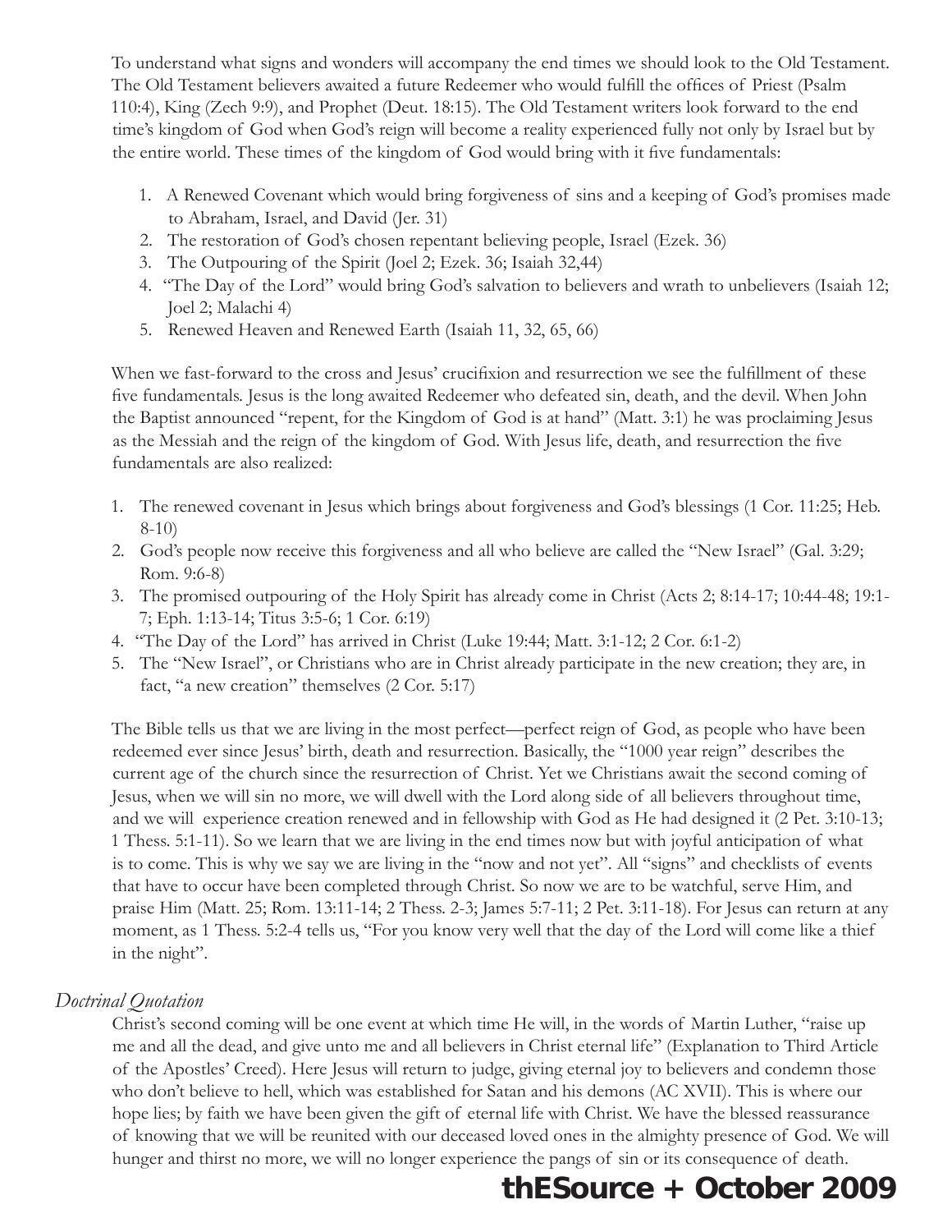To understand what signs and wonders will accompany the end times we should look to the Old Testament. The Old Testament believers awaited a future Redeemer who would fulfill the offices of Priest (Psalm 110:4), King (Zech 9:9), and Prophet (Deut. 18:15). The Old Testament writers look forward to the end time's kingdom of God when God's reign will become a reality experienced fully not only by Israel but by the entire world. These times of the kingdom of God would bring with it five fundamentals:

1. A Renewed Covenant which would bring forgiveness of sins and a keeping of God's promises made to Abraham, Israel, and David (Jer. 31)
2. The restoration of God's chosen repentant believing people, Israel (Ezek. 36)
3. The Outpouring of the Spirit (Joel 2; Ezek. 36; Isaiah 32,44)
4. "The Day of the Lord" would bring God's salvation to believers and wrath to unbelievers (Isaiah 12; Joel 2; Malachi 4)
5. Renewed Heaven and Renewed Earth (Isaiah 11, 32, 65, 66)

When we fast-forward to the cross and Jesus' crucifixion and resurrection we see the fulfillment of these five fundamentals. Jesus is the long awaited Redeemer who defeated sin, death, and the devil. When John the Baptist announced "repent, for the Kingdom of God is at hand" (Matt. 3:1) he was proclaiming Jesus as the Messiah and the reign of the kingdom of God. With Jesus life, death, and resurrection the five fundamentals are also realized:

1. The renewed covenant in Jesus which brings about forgiveness and God's blessings (1 Cor. 11:25; Heb. 8-10)
2. God's people now receive this forgiveness and all who believe are called the "New Israel" (Gal. 3:29; Rom. 9:6-8)
3. The promised outpouring of the Holy Spirit has already come in Christ (Acts 2; 8:14-17; 10:44-48; 19:1-7; Eph. 1:13-14; Titus 3:5-6; 1 Cor. 6:19)
4. "The Day of the Lord" has arrived in Christ (Luke 19:44; Matt. 3:1-12; 2 Cor. 6:1-2)
5. The "New Israel", or Christians who are in Christ already participate in the new creation; they are, in fact, "a new creation" themselves (2 Cor. 5:17)

The Bible tells us that we are living in the most perfect—perfect reign of God, as people who have been redeemed ever since Jesus' birth, death and resurrection. Basically, the "1000 year reign" describes the current age of the church since the resurrection of Christ. Yet we Christians await the second coming of Jesus, when we will sin no more, we will dwell with the Lord along side of all believers throughout time, and we will experience creation renewed and in fellowship with God as He had designed it (2 Pet. 3:10-13; 1 Thess. 5:1-11). So we learn that we are living in the end times now but with joyful anticipation of what is to come. This is why we say we are living in the "now and not yet". All "signs" and checklists of events that have to occur have been completed through Christ. So now we are to be watchful, serve Him, and praise Him (Matt. 25; Rom. 13:11-14; 2 Thess. 2-3; James 5:7-11; 2 Pet. 3:11-18). For Jesus can return at any moment, as 1 Thess. 5:2-4 tells us, "For you know very well that the day of the Lord will come like a thief in the night".

*Doctrinal Quotation*

Christ's second coming will be one event at which time He will, in the words of Martin Luther, "raise up me and all the dead, and give unto me and all believers in Christ eternal life" (Explanation to Third Article of the Apostles' Creed). Here Jesus will return to judge, giving eternal joy to believers and condemn those who don't believe to hell, which was established for Satan and his demons (AC XVII). This is where our hope lies; by faith we have been given the gift of eternal life with Christ. We have the blessed reassurance of knowing that we will be reunited with our deceased loved ones in the almighty presence of God. We will hunger and thirst no more, we will no longer experience the pangs of sin or its consequence of death.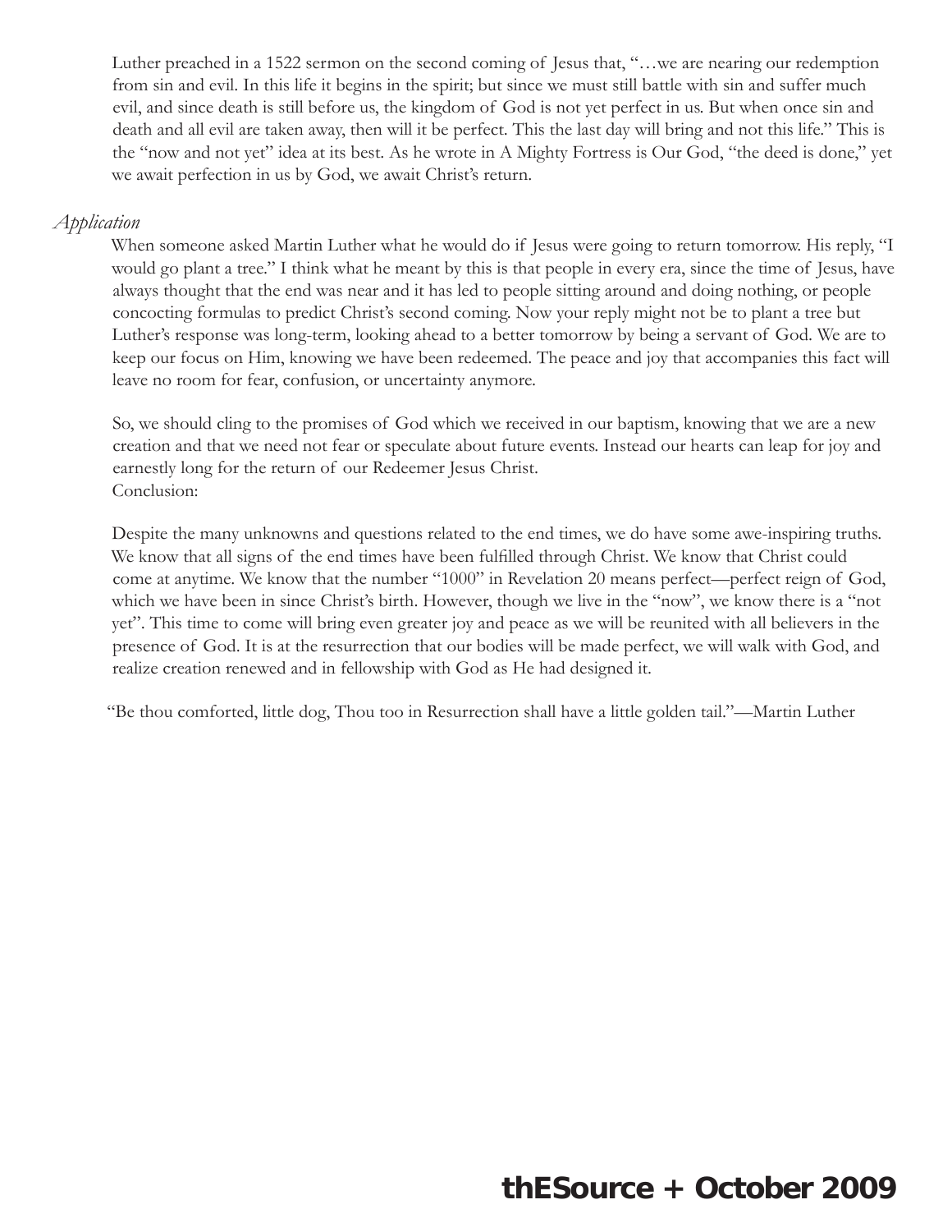Luther preached in a 1522 sermon on the second coming of Jesus that, "…we are nearing our redemption from sin and evil. In this life it begins in the spirit; but since we must still battle with sin and suffer much evil, and since death is still before us, the kingdom of God is not yet perfect in us. But when once sin and death and all evil are taken away, then will it be perfect. This the last day will bring and not this life." This is the "now and not yet" idea at its best. As he wrote in A Mighty Fortress is Our God, "the deed is done," yet we await perfection in us by God, we await Christ's return.

*Application*

When someone asked Martin Luther what he would do if Jesus were going to return tomorrow. His reply, "I would go plant a tree." I think what he meant by this is that people in every era, since the time of Jesus, have always thought that the end was near and it has led to people sitting around and doing nothing, or people concocting formulas to predict Christ's second coming. Now your reply might not be to plant a tree but Luther's response was long-term, looking ahead to a better tomorrow by being a servant of God. We are to keep our focus on Him, knowing we have been redeemed. The peace and joy that accompanies this fact will leave no room for fear, confusion, or uncertainty anymore.

So, we should cling to the promises of God which we received in our baptism, knowing that we are a new creation and that we need not fear or speculate about future events. Instead our hearts can leap for joy and earnestly long for the return of our Redeemer Jesus Christ.
Conclusion:

Despite the many unknowns and questions related to the end times, we do have some awe-inspiring truths. We know that all signs of the end times have been fulfilled through Christ. We know that Christ could come at anytime. We know that the number "1000" in Revelation 20 means perfect—perfect reign of God, which we have been in since Christ's birth. However, though we live in the "now", we know there is a "not yet". This time to come will bring even greater joy and peace as we will be reunited with all believers in the presence of God. It is at the resurrection that our bodies will be made perfect, we will walk with God, and realize creation renewed and in fellowship with God as He had designed it.

"Be thou comforted, little dog, Thou too in Resurrection shall have a little golden tail."—Martin Luther